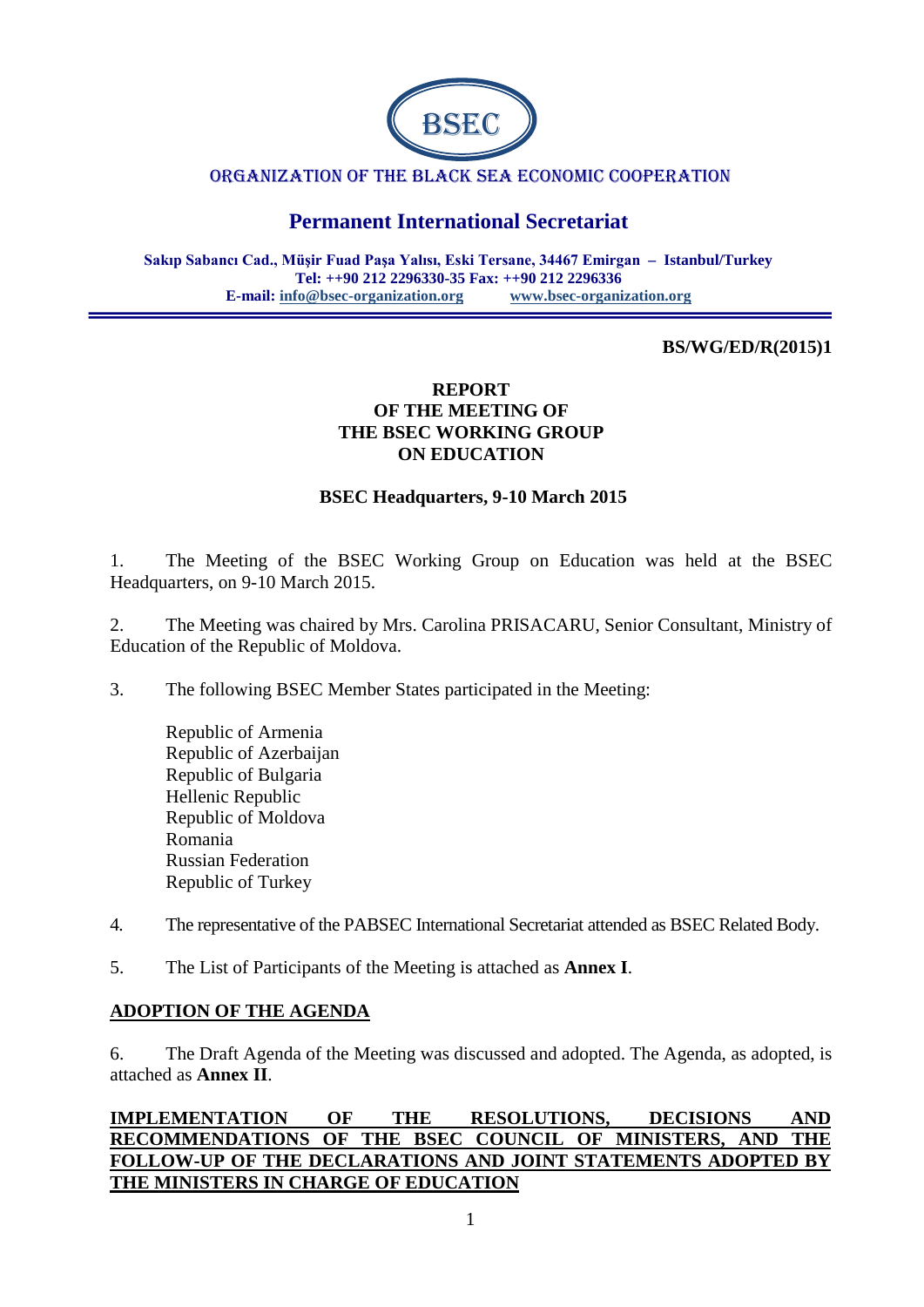BSEC

ORGANIZATION OF THE BLACK SEA ECONOMIC COOPERATION

## Permanent International Secretariat

**Sakıp Sabancı Cad., Müşir Fuad Paşa Yalısı, Eski Tersane, 34467 Emirgan – Istanbul/Turkey**
**Tel: ++90 212 2296330-35 Fax: ++90 212 2296336**
**E-mail: info@bsec-organization.org www.bsec-organization.org**

**BS/WG/ED/R(2015)1**

# REPORT OF THE MEETING OF THE BSEC WORKING GROUP ON EDUCATION

**BSEC Headquarters, 9-10 March 2015**

1. The Meeting of the BSEC Working Group on Education was held at the BSEC Headquarters, on 9-10 March 2015.

2. The Meeting was chaired by Mrs. Carolina PRISACARU, Senior Consultant, Ministry of Education of the Republic of Moldova.

3. The following BSEC Member States participated in the Meeting:

   Republic of Armenia
   Republic of Azerbaijan
   Republic of Bulgaria
   Hellenic Republic
   Republic of Moldova
   Romania
   Russian Federation
   Republic of Turkey

4. The representative of the PABSEC International Secretariat attended as BSEC Related Body.

5. The List of Participants of the Meeting is attached as **Annex I**.

## ADOPTION OF THE AGENDA

6. The Draft Agenda of the Meeting was discussed and adopted. The Agenda, as adopted, is attached as **Annex II**.

## IMPLEMENTATION OF THE RESOLUTIONS, DECISIONS AND RECOMMENDATIONS OF THE BSEC COUNCIL OF MINISTERS, AND THE FOLLOW-UP OF THE DECLARATIONS AND JOINT STATEMENTS ADOPTED BY THE MINISTERS IN CHARGE OF EDUCATION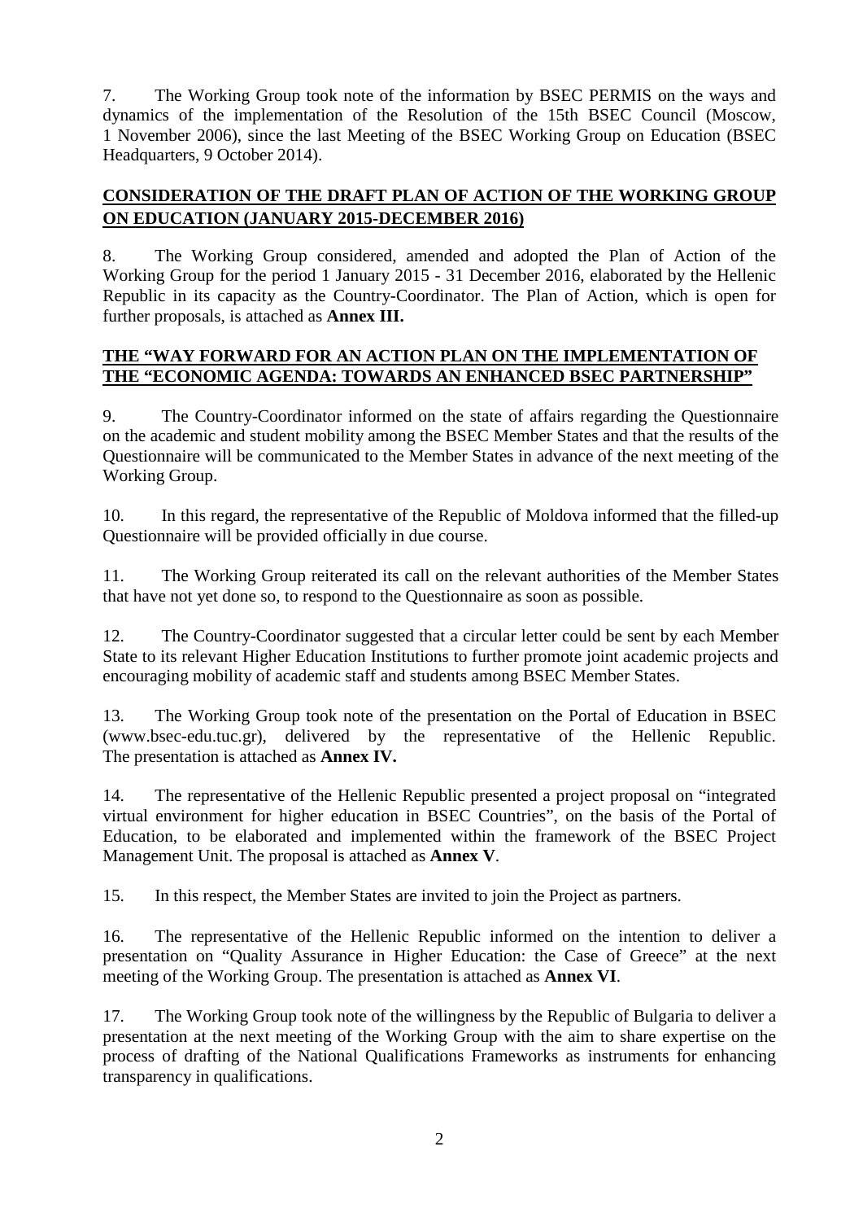7. The Working Group took note of the information by BSEC PERMIS on the ways and dynamics of the implementation of the Resolution of the 15th BSEC Council (Moscow, 1 November 2006), since the last Meeting of the BSEC Working Group on Education (BSEC Headquarters, 9 October 2014).

## CONSIDERATION OF THE DRAFT PLAN OF ACTION OF THE WORKING GROUP ON EDUCATION (JANUARY 2015-DECEMBER 2016)

8. The Working Group considered, amended and adopted the Plan of Action of the Working Group for the period 1 January 2015 - 31 December 2016, elaborated by the Hellenic Republic in its capacity as the Country-Coordinator. The Plan of Action, which is open for further proposals, is attached as **Annex III.**

## THE "WAY FORWARD FOR AN ACTION PLAN ON THE IMPLEMENTATION OF THE "ECONOMIC AGENDA: TOWARDS AN ENHANCED BSEC PARTNERSHIP"

9. The Country-Coordinator informed on the state of affairs regarding the Questionnaire on the academic and student mobility among the BSEC Member States and that the results of the Questionnaire will be communicated to the Member States in advance of the next meeting of the Working Group.

10. In this regard, the representative of the Republic of Moldova informed that the filled-up Questionnaire will be provided officially in due course.

11. The Working Group reiterated its call on the relevant authorities of the Member States that have not yet done so, to respond to the Questionnaire as soon as possible.

12. The Country-Coordinator suggested that a circular letter could be sent by each Member State to its relevant Higher Education Institutions to further promote joint academic projects and encouraging mobility of academic staff and students among BSEC Member States.

13. The Working Group took note of the presentation on the Portal of Education in BSEC (www.bsec-edu.tuc.gr), delivered by the representative of the Hellenic Republic. The presentation is attached as **Annex IV.**

14. The representative of the Hellenic Republic presented a project proposal on "integrated virtual environment for higher education in BSEC Countries", on the basis of the Portal of Education, to be elaborated and implemented within the framework of the BSEC Project Management Unit. The proposal is attached as **Annex V**.

15. In this respect, the Member States are invited to join the Project as partners.

16. The representative of the Hellenic Republic informed on the intention to deliver a presentation on "Quality Assurance in Higher Education: the Case of Greece" at the next meeting of the Working Group. The presentation is attached as **Annex VI**.

17. The Working Group took note of the willingness by the Republic of Bulgaria to deliver a presentation at the next meeting of the Working Group with the aim to share expertise on the process of drafting of the National Qualifications Frameworks as instruments for enhancing transparency in qualifications.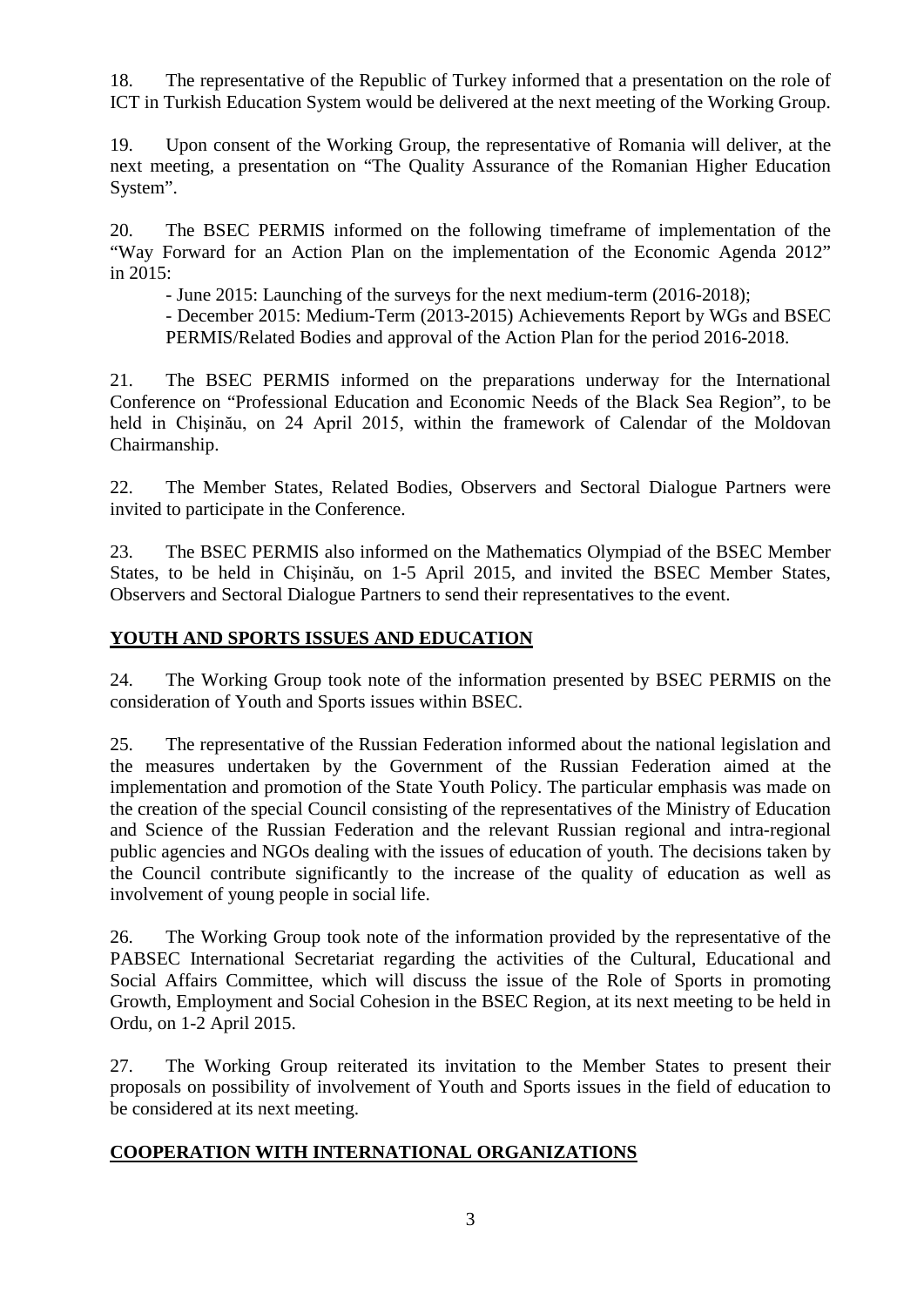18. The representative of the Republic of Turkey informed that a presentation on the role of ICT in Turkish Education System would be delivered at the next meeting of the Working Group.

19. Upon consent of the Working Group, the representative of Romania will deliver, at the next meeting, a presentation on "The Quality Assurance of the Romanian Higher Education System".

20. The BSEC PERMIS informed on the following timeframe of implementation of the "Way Forward for an Action Plan on the implementation of the Economic Agenda 2012" in 2015:

- June 2015: Launching of the surveys for the next medium-term (2016-2018);
- December 2015: Medium-Term (2013-2015) Achievements Report by WGs and BSEC PERMIS/Related Bodies and approval of the Action Plan for the period 2016-2018.

21. The BSEC PERMIS informed on the preparations underway for the International Conference on "Professional Education and Economic Needs of the Black Sea Region", to be held in Chişinău, on 24 April 2015, within the framework of Calendar of the Moldovan Chairmanship.

22. The Member States, Related Bodies, Observers and Sectoral Dialogue Partners were invited to participate in the Conference.

23. The BSEC PERMIS also informed on the Mathematics Olympiad of the BSEC Member States, to be held in Chişinău, on 1-5 April 2015, and invited the BSEC Member States, Observers and Sectoral Dialogue Partners to send their representatives to the event.

## YOUTH AND SPORTS ISSUES AND EDUCATION

24. The Working Group took note of the information presented by BSEC PERMIS on the consideration of Youth and Sports issues within BSEC.

25. The representative of the Russian Federation informed about the national legislation and the measures undertaken by the Government of the Russian Federation aimed at the implementation and promotion of the State Youth Policy. The particular emphasis was made on the creation of the special Council consisting of the representatives of the Ministry of Education and Science of the Russian Federation and the relevant Russian regional and intra-regional public agencies and NGOs dealing with the issues of education of youth. The decisions taken by the Council contribute significantly to the increase of the quality of education as well as involvement of young people in social life.

26. The Working Group took note of the information provided by the representative of the PABSEC International Secretariat regarding the activities of the Cultural, Educational and Social Affairs Committee, which will discuss the issue of the Role of Sports in promoting Growth, Employment and Social Cohesion in the BSEC Region, at its next meeting to be held in Ordu, on 1-2 April 2015.

27. The Working Group reiterated its invitation to the Member States to present their proposals on possibility of involvement of Youth and Sports issues in the field of education to be considered at its next meeting.

## COOPERATION WITH INTERNATIONAL ORGANIZATIONS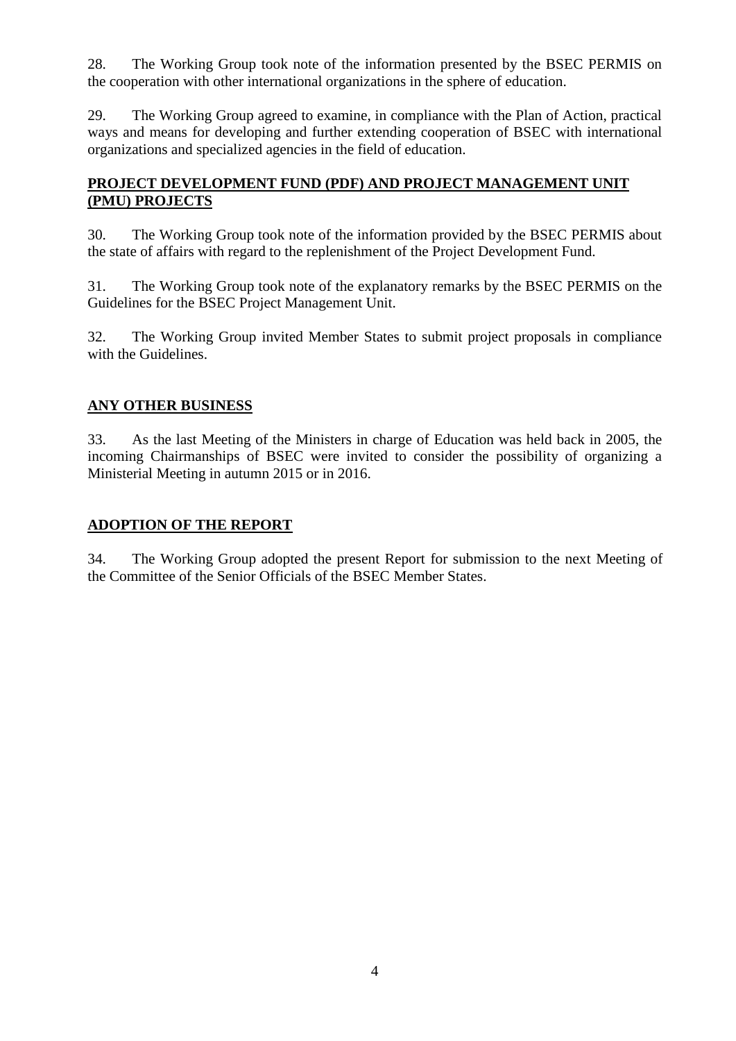28. The Working Group took note of the information presented by the BSEC PERMIS on the cooperation with other international organizations in the sphere of education.

29. The Working Group agreed to examine, in compliance with the Plan of Action, practical ways and means for developing and further extending cooperation of BSEC with international organizations and specialized agencies in the field of education.

## PROJECT DEVELOPMENT FUND (PDF) AND PROJECT MANAGEMENT UNIT (PMU) PROJECTS

30. The Working Group took note of the information provided by the BSEC PERMIS about the state of affairs with regard to the replenishment of the Project Development Fund.

31. The Working Group took note of the explanatory remarks by the BSEC PERMIS on the Guidelines for the BSEC Project Management Unit.

32. The Working Group invited Member States to submit project proposals in compliance with the Guidelines.

## ANY OTHER BUSINESS

33. As the last Meeting of the Ministers in charge of Education was held back in 2005, the incoming Chairmanships of BSEC were invited to consider the possibility of organizing a Ministerial Meeting in autumn 2015 or in 2016.

## ADOPTION OF THE REPORT

34. The Working Group adopted the present Report for submission to the next Meeting of the Committee of the Senior Officials of the BSEC Member States.